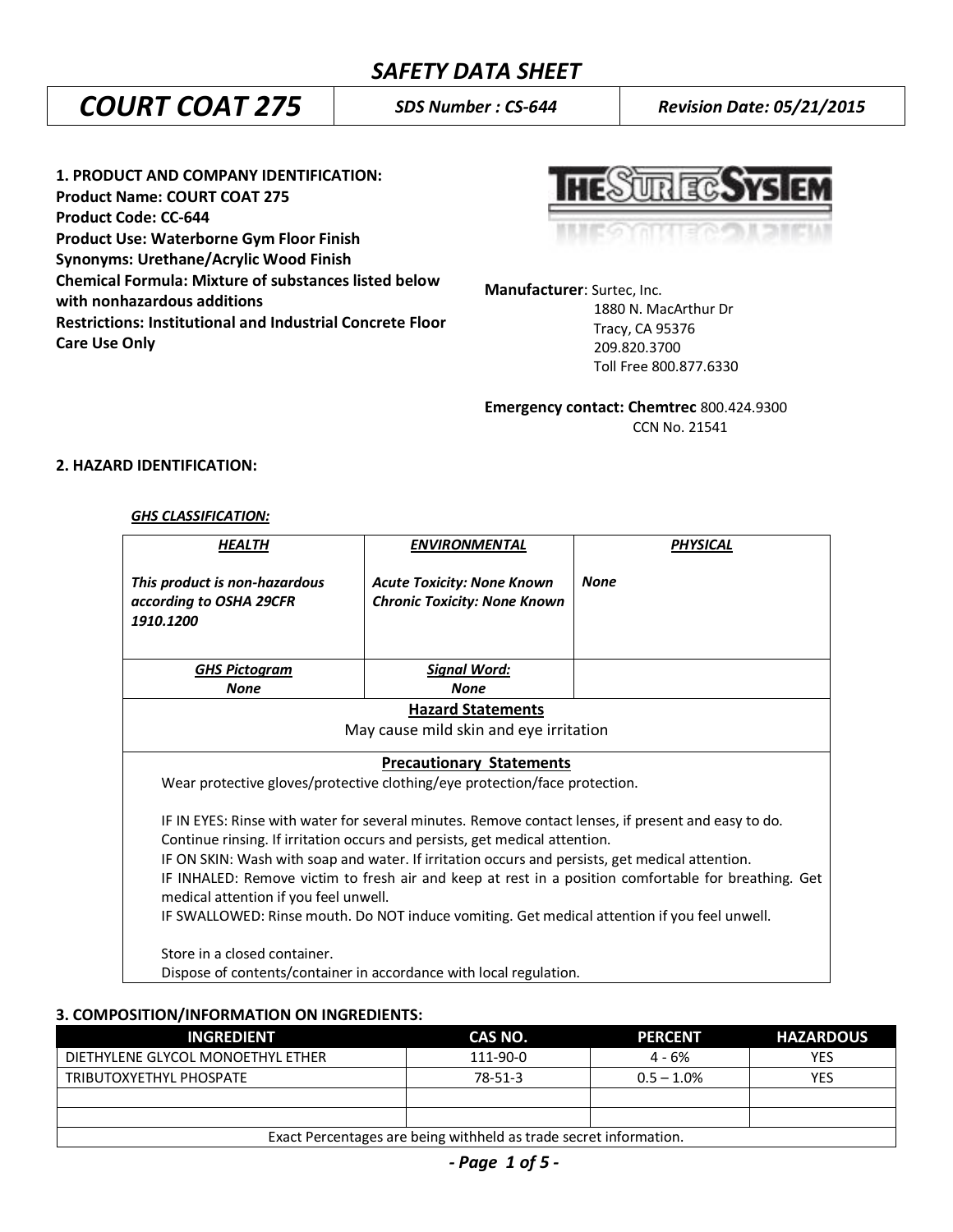# SAFETY DATA SHEET

| COURT COAT 275 | SDS Number : CS-644 | Revision Date: 05/21/2015 |
|---|---|---|

**1. PRODUCT AND COMPANY IDENTIFICATION:**
**Product Name: COURT COAT 275**
**Product Code: CC-644**
**Product Use: Waterborne Gym Floor Finish**
**Synonyms: Urethane/Acrylic Wood Finish**
**Chemical Formula: Mixture of substances listed below with nonhazardous additions**
**Restrictions: Institutional and Industrial Concrete Floor Care Use Only**

THE SURTEC SYSTEM

**Manufacturer**: Surtec, Inc.
1880 N. MacArthur Dr
Tracy, CA 95376
209.820.3700
Toll Free 800.877.6330

**Emergency contact: Chemtrec** 800.424.9300
CCN No. 21541

**2. HAZARD IDENTIFICATION:**

***GHS CLASSIFICATION:***

| *HEALTH* | *ENVIRONMENTAL* | *PHYSICAL* |
|---|---|---|
| *This product is non-hazardous according to OSHA 29CFR 1910.1200* | *Acute Toxicity: None Known*<br>*Chronic Toxicity: None Known* | *None* |
| *GHS Pictogram*<br>*None* | *Signal Word:*<br>*None* | |

**Hazard Statements**

May cause mild skin and eye irritation

**Precautionary Statements**

Wear protective gloves/protective clothing/eye protection/face protection.

IF IN EYES: Rinse with water for several minutes. Remove contact lenses, if present and easy to do. Continue rinsing. If irritation occurs and persists, get medical attention.
IF ON SKIN: Wash with soap and water. If irritation occurs and persists, get medical attention.
IF INHALED: Remove victim to fresh air and keep at rest in a position comfortable for breathing. Get medical attention if you feel unwell.
IF SWALLOWED: Rinse mouth. Do NOT induce vomiting. Get medical attention if you feel unwell.

Store in a closed container.
Dispose of contents/container in accordance with local regulation.

**3. COMPOSITION/INFORMATION ON INGREDIENTS:**

| INGREDIENT | CAS NO. | PERCENT | HAZARDOUS |
|---|---|---|---|
| DIETHYLENE GLYCOL MONOETHYL ETHER | 111-90-0 | 4 - 6% | YES |
| TRIBUTOXYETHYL PHOSPATE | 78-51-3 | 0.5 – 1.0% | YES |
| | | | |
| | | | |

Exact Percentages are being withheld as trade secret information.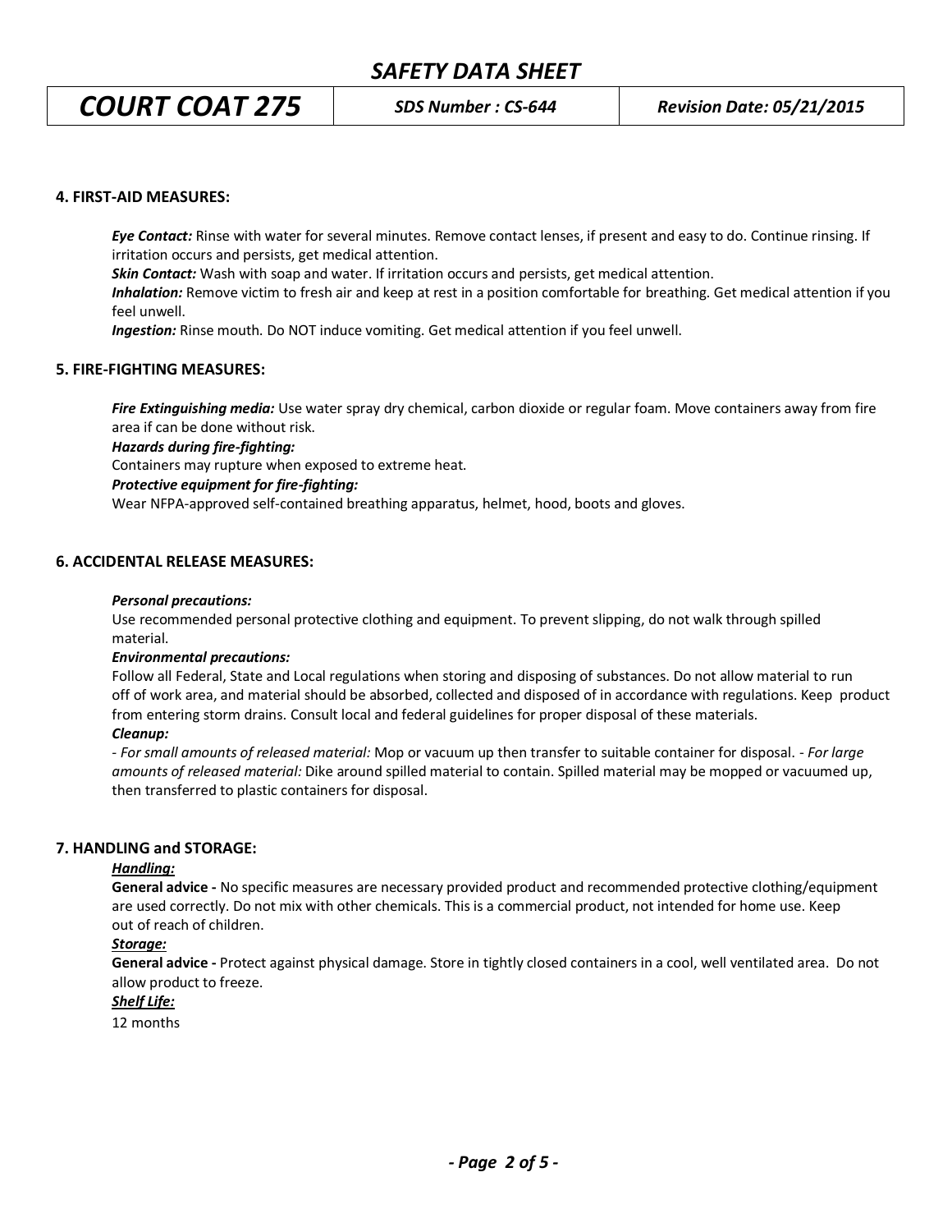## 4. FIRST-AID MEASURES:

***Eye Contact:*** Rinse with water for several minutes. Remove contact lenses, if present and easy to do. Continue rinsing. If irritation occurs and persists, get medical attention.
***Skin Contact:*** Wash with soap and water. If irritation occurs and persists, get medical attention.
***Inhalation:*** Remove victim to fresh air and keep at rest in a position comfortable for breathing. Get medical attention if you feel unwell.
***Ingestion:*** Rinse mouth. Do NOT induce vomiting. Get medical attention if you feel unwell.

## 5. FIRE-FIGHTING MEASURES:

***Fire Extinguishing media:*** Use water spray dry chemical, carbon dioxide or regular foam. Move containers away from fire area if can be done without risk.
***Hazards during fire-fighting:***
Containers may rupture when exposed to extreme heat.
***Protective equipment for fire-fighting:***
Wear NFPA-approved self-contained breathing apparatus, helmet, hood, boots and gloves.

## 6. ACCIDENTAL RELEASE MEASURES:

***Personal precautions:***
Use recommended personal protective clothing and equipment. To prevent slipping, do not walk through spilled material.
***Environmental precautions:***
Follow all Federal, State and Local regulations when storing and disposing of substances. Do not allow material to run off of work area, and material should be absorbed, collected and disposed of in accordance with regulations. Keep product from entering storm drains. Consult local and federal guidelines for proper disposal of these materials.
***Cleanup:***
*- For small amounts of released material:* Mop or vacuum up then transfer to suitable container for disposal. *- For large amounts of released material:* Dike around spilled material to contain. Spilled material may be mopped or vacuumed up, then transferred to plastic containers for disposal.

## 7. HANDLING and STORAGE:

***Handling:***
**General advice -** No specific measures are necessary provided product and recommended protective clothing/equipment are used correctly. Do not mix with other chemicals. This is a commercial product, not intended for home use. Keep out of reach of children.
***Storage:***
**General advice -** Protect against physical damage. Store in tightly closed containers in a cool, well ventilated area. Do not allow product to freeze.
***Shelf Life:***
12 months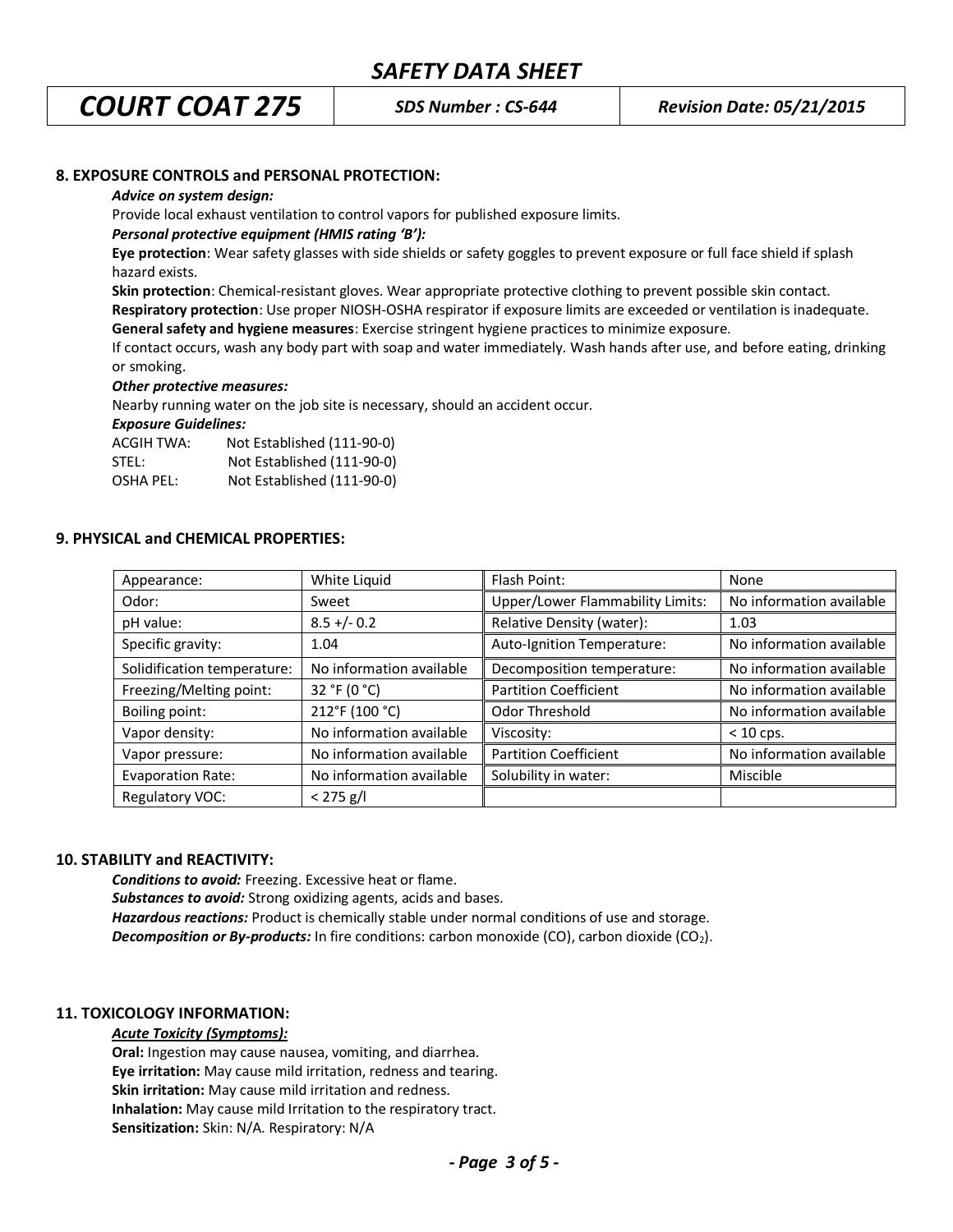## 8. EXPOSURE CONTROLS and PERSONAL PROTECTION:

***Advice on system design:***

Provide local exhaust ventilation to control vapors for published exposure limits.

***Personal protective equipment (HMIS rating 'B'):***

**Eye protection**: Wear safety glasses with side shields or safety goggles to prevent exposure or full face shield if splash hazard exists.

**Skin protection**: Chemical-resistant gloves. Wear appropriate protective clothing to prevent possible skin contact.

**Respiratory protection**: Use proper NIOSH-OSHA respirator if exposure limits are exceeded or ventilation is inadequate.

**General safety and hygiene measures**: Exercise stringent hygiene practices to minimize exposure.

If contact occurs, wash any body part with soap and water immediately. Wash hands after use, and before eating, drinking or smoking.

***Other protective measures:***

Nearby running water on the job site is necessary, should an accident occur.

***Exposure Guidelines:***

ACGIH TWA: Not Established (111-90-0)
STEL: Not Established (111-90-0)
OSHA PEL: Not Established (111-90-0)

## 9. PHYSICAL and CHEMICAL PROPERTIES:

| | | | |
|---|---|---|---|
| Appearance: | White Liquid | Flash Point: | None |
| Odor: | Sweet | Upper/Lower Flammability Limits: | No information available |
| pH value: | 8.5 +/- 0.2 | Relative Density (water): | 1.03 |
| Specific gravity: | 1.04 | Auto-Ignition Temperature: | No information available |
| Solidification temperature: | No information available | Decomposition temperature: | No information available |
| Freezing/Melting point: | 32 °F (0 °C) | Partition Coefficient | No information available |
| Boiling point: | 212°F (100 °C) | Odor Threshold | No information available |
| Vapor density: | No information available | Viscosity: | < 10 cps. |
| Vapor pressure: | No information available | Partition Coefficient | No information available |
| Evaporation Rate: | No information available | Solubility in water: | Miscible |
| Regulatory VOC: | < 275 g/l | | |

## 10. STABILITY and REACTIVITY:

***Conditions to avoid:*** Freezing. Excessive heat or flame.

***Substances to avoid:*** Strong oxidizing agents, acids and bases.

***Hazardous reactions:*** Product is chemically stable under normal conditions of use and storage.

***Decomposition or By-products:*** In fire conditions: carbon monoxide (CO), carbon dioxide ($CO_2$).

## 11. TOXICOLOGY INFORMATION:

***Acute Toxicity (Symptoms):***

**Oral:** Ingestion may cause nausea, vomiting, and diarrhea.

**Eye irritation:** May cause mild irritation, redness and tearing.

**Skin irritation:** May cause mild irritation and redness.

**Inhalation:** May cause mild Irritation to the respiratory tract.

**Sensitization:** Skin: N/A. Respiratory: N/A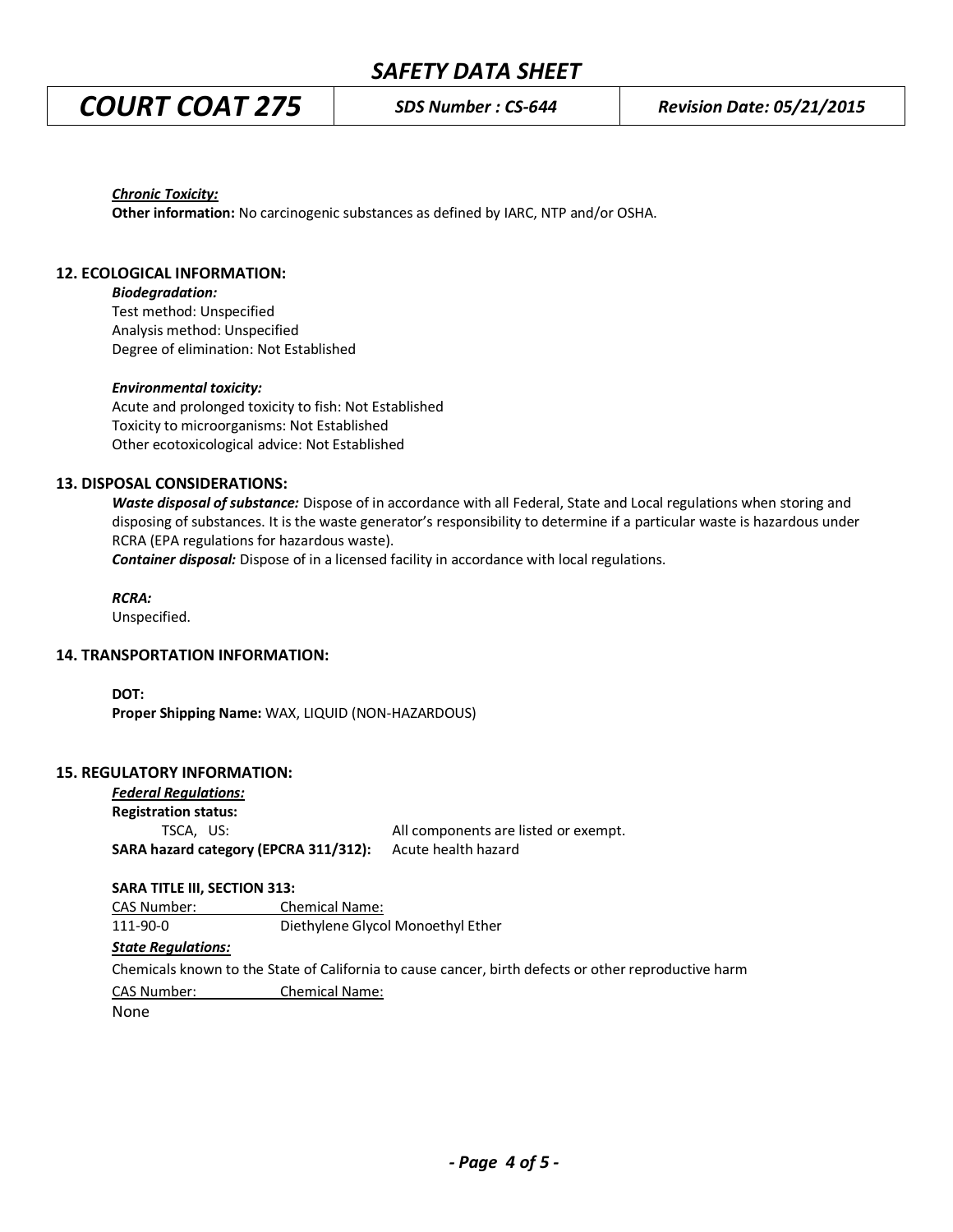***Chronic Toxicity:***

**Other information:** No carcinogenic substances as defined by IARC, NTP and/or OSHA.

## 12. ECOLOGICAL INFORMATION:

***Biodegradation:***

Test method: Unspecified
Analysis method: Unspecified
Degree of elimination: Not Established

***Environmental toxicity:***

Acute and prolonged toxicity to fish: Not Established
Toxicity to microorganisms: Not Established
Other ecotoxicological advice: Not Established

## 13. DISPOSAL CONSIDERATIONS:

***Waste disposal of substance:*** Dispose of in accordance with all Federal, State and Local regulations when storing and disposing of substances. It is the waste generator's responsibility to determine if a particular waste is hazardous under RCRA (EPA regulations for hazardous waste).

***Container disposal:*** Dispose of in a licensed facility in accordance with local regulations.

***RCRA:***

Unspecified.

## 14. TRANSPORTATION INFORMATION:

**DOT:**

**Proper Shipping Name:** WAX, LIQUID (NON-HAZARDOUS)

## 15. REGULATORY INFORMATION:

***Federal Regulations:***

**Registration status:**

| | |
|---|---|
| TSCA, US: | All components are listed or exempt. |
| **SARA hazard category (EPCRA 311/312):** | Acute health hazard |

**SARA TITLE III, SECTION 313:**

| CAS Number: | Chemical Name: |
|---|---|
| 111-90-0 | Diethylene Glycol Monoethyl Ether |

***State Regulations:***

Chemicals known to the State of California to cause cancer, birth defects or other reproductive harm

| CAS Number: | Chemical Name: |
|---|---|
| None | |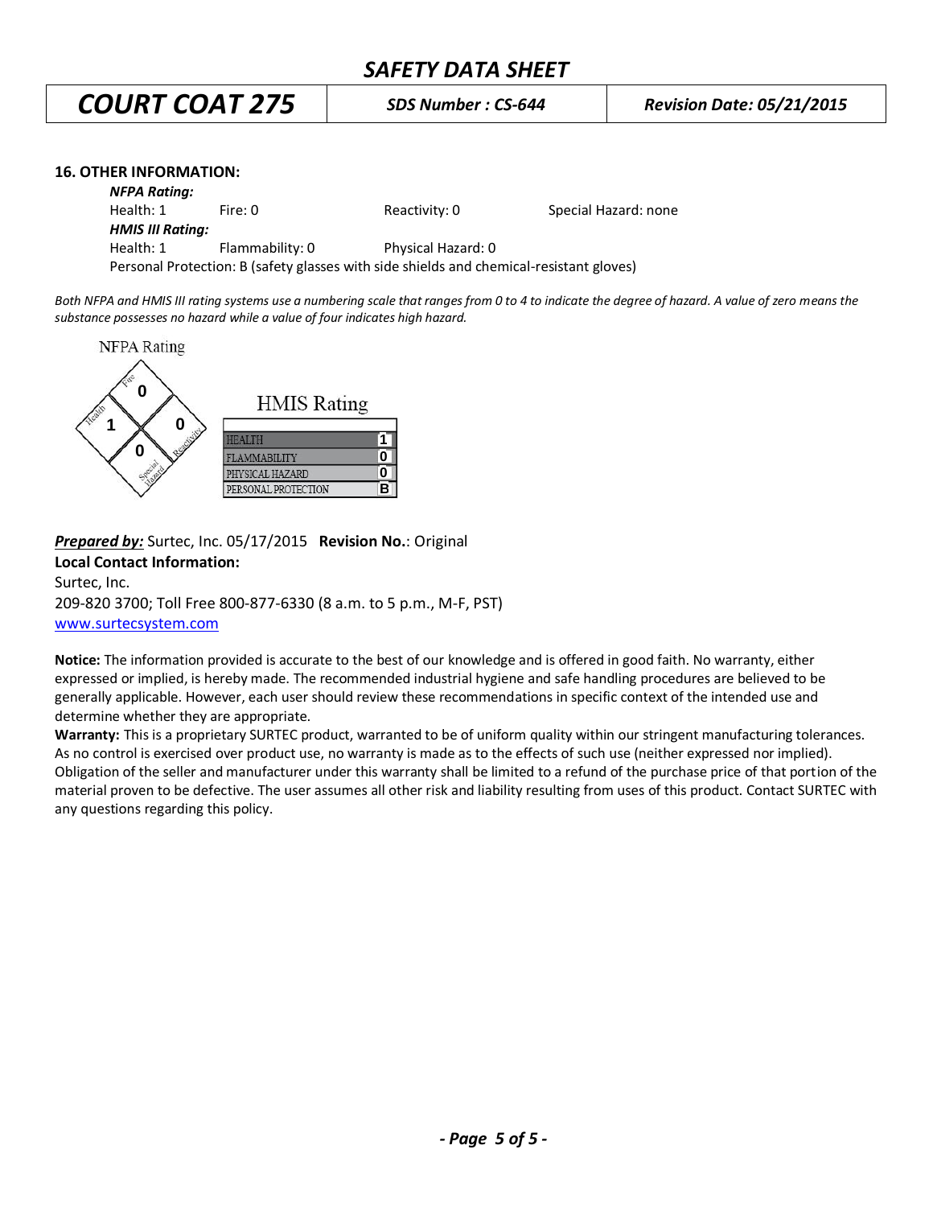## 16. OTHER INFORMATION:

***NFPA Rating:***

Health: 1 Fire: 0 Reactivity: 0 Special Hazard: none

***HMIS III Rating:***

Health: 1 Flammability: 0 Physical Hazard: 0

Personal Protection: B (safety glasses with side shields and chemical-resistant gloves)

*Both NFPA and HMIS III rating systems use a numbering scale that ranges from 0 to 4 to indicate the degree of hazard. A value of zero means the substance possesses no hazard while a value of four indicates high hazard.*

NFPA Rating

Fire 0
Health 1
Reactivity 0
Special Hazard 0

HMIS Rating

| | |
|---|---|
| HEALTH | 1 |
| FLAMMABILITY | 0 |
| PHYSICAL HAZARD | 0 |
| PERSONAL PROTECTION | B |

***Prepared by:*** Surtec, Inc. 05/17/2015 **Revision No.**: Original

**Local Contact Information:**

Surtec, Inc.

209-820 3700; Toll Free 800-877-6330 (8 a.m. to 5 p.m., M-F, PST)

www.surtecsystem.com

**Notice:** The information provided is accurate to the best of our knowledge and is offered in good faith. No warranty, either expressed or implied, is hereby made. The recommended industrial hygiene and safe handling procedures are believed to be generally applicable. However, each user should review these recommendations in specific context of the intended use and determine whether they are appropriate.

**Warranty:** This is a proprietary SURTEC product, warranted to be of uniform quality within our stringent manufacturing tolerances. As no control is exercised over product use, no warranty is made as to the effects of such use (neither expressed nor implied). Obligation of the seller and manufacturer under this warranty shall be limited to a refund of the purchase price of that portion of the material proven to be defective. The user assumes all other risk and liability resulting from uses of this product. Contact SURTEC with any questions regarding this policy.